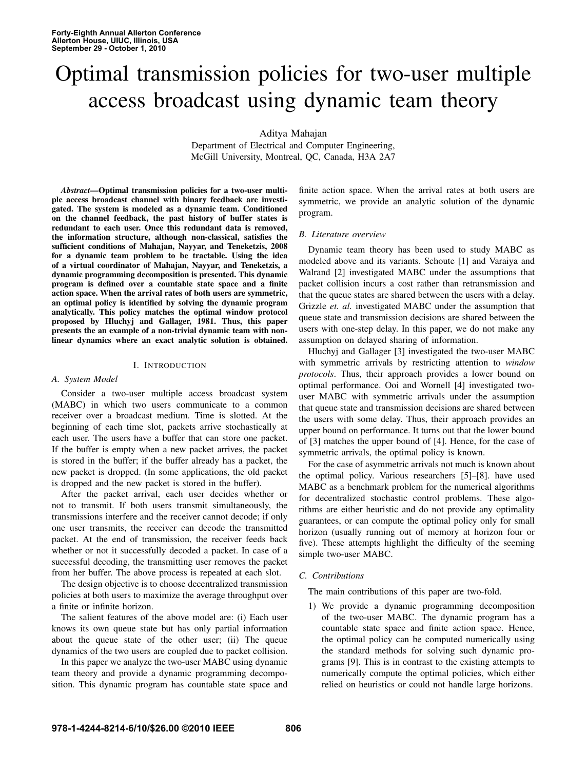# Optimal transmission policies for two-user multiple access broadcast using dynamic team theory

Aditya Mahajan
Department of Electrical and Computer Engineering,
McGill University, Montreal, QC, Canada, H3A 2A7

***Abstract*—Optimal transmission policies for a two-user multiple access broadcast channel with binary feedback are investigated. The system is modeled as a dynamic team. Conditioned on the channel feedback, the past history of buffer states is redundant to each user. Once this redundant data is removed, the information structure, although non-classical, satisfies the sufficient conditions of Mahajan, Nayyar, and Teneketzis, 2008 for a dynamic team problem to be tractable. Using the idea of a virtual coordinator of Mahajan, Nayyar, and Teneketzis, a dynamic programming decomposition is presented. This dynamic program is defined over a countable state space and a finite action space. When the arrival rates of both users are symmetric, an optimal policy is identified by solving the dynamic program analytically. This policy matches the optimal window protocol proposed by Hluchyj and Gallager, 1981. Thus, this paper presents the an example of a non-trivial dynamic team with non-linear dynamics where an exact analytic solution is obtained.**

## I. Introduction

### A. System Model

Consider a two-user multiple access broadcast system (MABC) in which two users communicate to a common receiver over a broadcast medium. Time is slotted. At the beginning of each time slot, packets arrive stochastically at each user. The users have a buffer that can store one packet. If the buffer is empty when a new packet arrives, the packet is stored in the buffer; if the buffer already has a packet, the new packet is dropped. (In some applications, the old packet is dropped and the new packet is stored in the buffer).

After the packet arrival, each user decides whether or not to transmit. If both users transmit simultaneously, the transmissions interfere and the receiver cannot decode; if only one user transmits, the receiver can decode the transmitted packet. At the end of transmission, the receiver feeds back whether or not it successfully decoded a packet. In case of a successful decoding, the transmitting user removes the packet from her buffer. The above process is repeated at each slot.

The design objective is to choose decentralized transmission policies at both users to maximize the average throughput over a finite or infinite horizon.

The salient features of the above model are: (i) Each user knows its own queue state but has only partial information about the queue state of the other user; (ii) The queue dynamics of the two users are coupled due to packet collision.

In this paper we analyze the two-user MABC using dynamic team theory and provide a dynamic programming decomposition. This dynamic program has countable state space and finite action space. When the arrival rates at both users are symmetric, we provide an analytic solution of the dynamic program.

### B. Literature overview

Dynamic team theory has been used to study MABC as modeled above and its variants. Schoute [1] and Varaiya and Walrand [2] investigated MABC under the assumptions that packet collision incurs a cost rather than retransmission and that the queue states are shared between the users with a delay. Grizzle *et. al.* investigated MABC under the assumption that queue state and transmission decisions are shared between the users with one-step delay. In this paper, we do not make any assumption on delayed sharing of information.

Hluchyj and Gallager [3] investigated the two-user MABC with symmetric arrivals by restricting attention to *window protocols*. Thus, their approach provides a lower bound on optimal performance. Ooi and Wornell [4] investigated two-user MABC with symmetric arrivals under the assumption that queue state and transmission decisions are shared between the users with some delay. Thus, their approach provides an upper bound on performance. It turns out that the lower bound of [3] matches the upper bound of [4]. Hence, for the case of symmetric arrivals, the optimal policy is known.

For the case of asymmetric arrivals not much is known about the optimal policy. Various researchers [5]–[8]. have used MABC as a benchmark problem for the numerical algorithms for decentralized stochastic control problems. These algorithms are either heuristic and do not provide any optimality guarantees, or can compute the optimal policy only for small horizon (usually running out of memory at horizon four or five). These attempts highlight the difficulty of the seeming simple two-user MABC.

### C. Contributions

The main contributions of this paper are two-fold.

1) We provide a dynamic programming decomposition of the two-user MABC. The dynamic program has a countable state space and finite action space. Hence, the optimal policy can be computed numerically using the standard methods for solving such dynamic programs [9]. This is in contrast to the existing attempts to numerically compute the optimal policies, which either relied on heuristics or could not handle large horizons.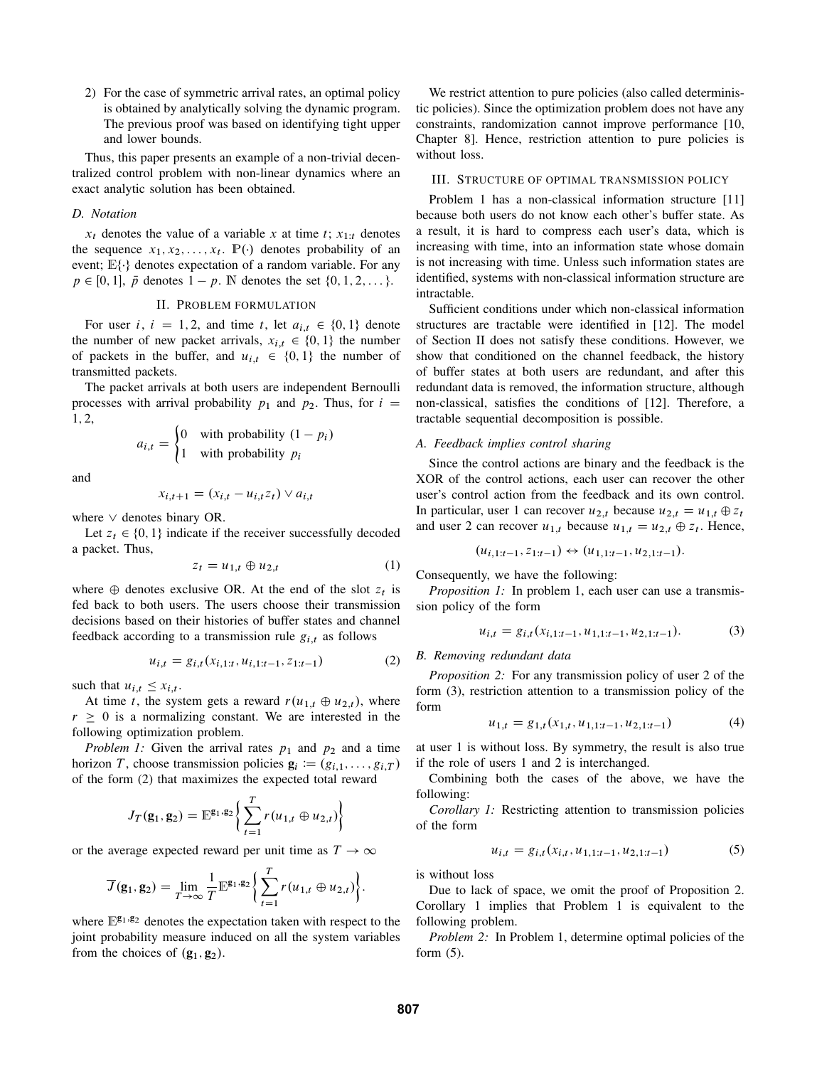2) For the case of symmetric arrival rates, an optimal policy is obtained by analytically solving the dynamic program. The previous proof was based on identifying tight upper and lower bounds.

Thus, this paper presents an example of a non-trivial decentralized control problem with non-linear dynamics where an exact analytic solution has been obtained.

### D. Notation

$x_t$ denotes the value of a variable $x$ at time $t$; $x_{1:t}$ denotes the sequence $x_1, x_2, \dots, x_t$. $\mathbb{P}(\cdot)$ denotes probability of an event; $\mathbb{E}\{\cdot\}$ denotes expectation of a random variable. For any $p \in [0, 1]$, $\bar{p}$ denotes $1 - p$. $\mathbb{N}$ denotes the set $\{0, 1, 2, \dots\}$.

## II. Problem formulation

For user $i$, $i = 1, 2$, and time $t$, let $a_{i,t} \in \{0, 1\}$ denote the number of new packet arrivals, $x_{i,t} \in \{0, 1\}$ the number of packets in the buffer, and $u_{i,t} \in \{0, 1\}$ the number of transmitted packets.

The packet arrivals at both users are independent Bernoulli processes with arrival probability $p_1$ and $p_2$. Thus, for $i = 1, 2$,

$$a_{i,t} = \begin{cases} 0 & \text{with probability } (1 - p_i) \\ 1 & \text{with probability } p_i \end{cases}$$

and

$$x_{i,t+1} = (x_{i,t} - u_{i,t} z_t) \vee a_{i,t}$$

where $\vee$ denotes binary OR.

Let $z_t \in \{0, 1\}$ indicate if the receiver successfully decoded a packet. Thus,

$$z_t = u_{1,t} \oplus u_{2,t} \tag{1}$$

where $\oplus$ denotes exclusive OR. At the end of the slot $z_t$ is fed back to both users. The users choose their transmission decisions based on their histories of buffer states and channel feedback according to a transmission rule $g_{i,t}$ as follows

$$u_{i,t} = g_{i,t}(x_{i,1:t}, u_{i,1:t-1}, z_{1:t-1}) \tag{2}$$

such that $u_{i,t} \le x_{i,t}$.

At time $t$, the system gets a reward $r(u_{1,t} \oplus u_{2,t})$, where $r \ge 0$ is a normalizing constant. We are interested in the following optimization problem.

*Problem 1:* Given the arrival rates $p_1$ and $p_2$ and a time horizon $T$, choose transmission policies $\mathbf{g}_i := (g_{i,1}, \dots, g_{i,T})$ of the form (2) that maximizes the expected total reward

$$J_T(\mathbf{g}_1, \mathbf{g}_2) = \mathbb{E}^{\mathbf{g}_1, \mathbf{g}_2}\left\{ \sum_{t=1}^{T} r(u_{1,t} \oplus u_{2,t}) \right\}$$

or the average expected reward per unit time as $T \to \infty$

$$\overline{J}(\mathbf{g}_1, \mathbf{g}_2) = \varliminf_{T \to \infty} \frac{1}{T} \mathbb{E}^{\mathbf{g}_1, \mathbf{g}_2}\left\{ \sum_{t=1}^{T} r(u_{1,t} \oplus u_{2,t}) \right\}.$$

where $\mathbb{E}^{\mathbf{g}_1, \mathbf{g}_2}$ denotes the expectation taken with respect to the joint probability measure induced on all the system variables from the choices of $(\mathbf{g}_1, \mathbf{g}_2)$.

We restrict attention to pure policies (also called deterministic policies). Since the optimization problem does not have any constraints, randomization cannot improve performance [10, Chapter 8]. Hence, restriction attention to pure policies is without loss.

## III. Structure of optimal transmission policy

Problem 1 has a non-classical information structure [11] because both users do not know each other's buffer state. As a result, it is hard to compress each user's data, which is increasing with time, into an information state whose domain is not increasing with time. Unless such information states are identified, systems with non-classical information structure are intractable.

Sufficient conditions under which non-classical information structures are tractable were identified in [12]. The model of Section II does not satisfy these conditions. However, we show that conditioned on the channel feedback, the history of buffer states at both users are redundant, and after this redundant data is removed, the information structure, although non-classical, satisfies the conditions of [12]. Therefore, a tractable sequential decomposition is possible.

### A. Feedback implies control sharing

Since the control actions are binary and the feedback is the XOR of the control actions, each user can recover the other user's control action from the feedback and its own control. In particular, user 1 can recover $u_{2,t}$ because $u_{2,t} = u_{1,t} \oplus z_t$ and user 2 can recover $u_{1,t}$ because $u_{1,t} = u_{2,t} \oplus z_t$. Hence,

$$(u_{i,1:t-1}, z_{1:t-1}) \leftrightarrow (u_{1,1:t-1}, u_{2,1:t-1}).$$

Consequently, we have the following:

*Proposition 1:* In problem 1, each user can use a transmission policy of the form

$$u_{i,t} = g_{i,t}(x_{i,1:t-1}, u_{1,1:t-1}, u_{2,1:t-1}). \tag{3}$$

### B. Removing redundant data

*Proposition 2:* For any transmission policy of user 2 of the form (3), restriction attention to a transmission policy of the form

$$u_{1,t} = g_{1,t}(x_{1,t}, u_{1,1:t-1}, u_{2,1:t-1}) \tag{4}$$

at user 1 is without loss. By symmetry, the result is also true if the role of users 1 and 2 is interchanged.

Combining both the cases of the above, we have the following:

*Corollary 1:* Restricting attention to transmission policies of the form

$$u_{i,t} = g_{i,t}(x_{i,t}, u_{1,1:t-1}, u_{2,1:t-1}) \tag{5}$$

is without loss

Due to lack of space, we omit the proof of Proposition 2. Corollary 1 implies that Problem 1 is equivalent to the following problem.

*Problem 2:* In Problem 1, determine optimal policies of the form (5).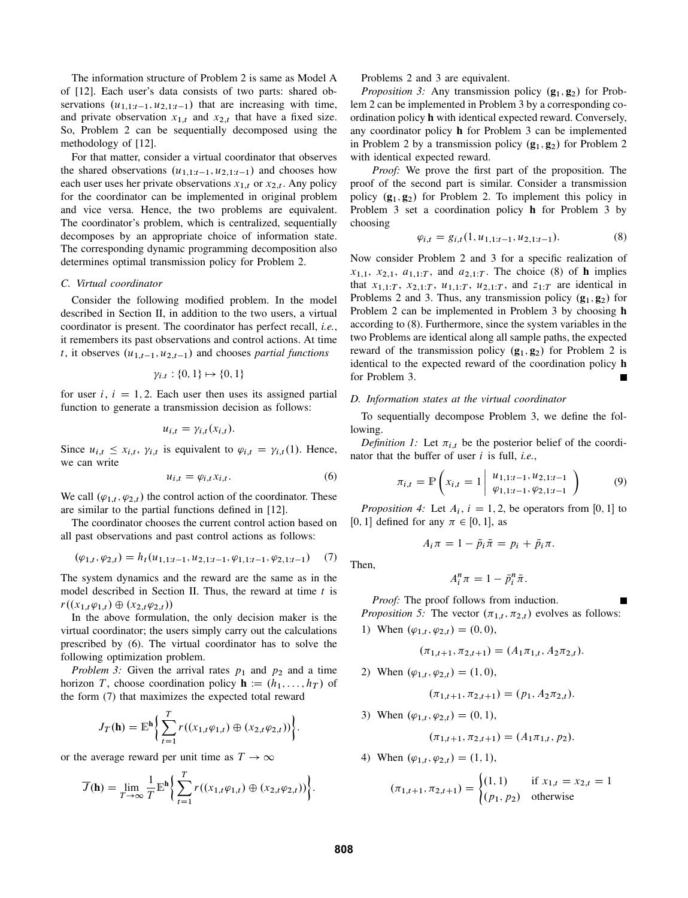The information structure of Problem 2 is same as Model A of [12]. Each user's data consists of two parts: shared observations $(u_{1,1:t-1}, u_{2,1:t-1})$ that are increasing with time, and private observation $x_{1,t}$ and $x_{2,t}$ that have a fixed size. So, Problem 2 can be sequentially decomposed using the methodology of [12].

For that matter, consider a virtual coordinator that observes the shared observations $(u_{1,1:t-1}, u_{2,1:t-1})$ and chooses how each user uses her private observations $x_{1,t}$ or $x_{2,t}$. Any policy for the coordinator can be implemented in original problem and vice versa. Hence, the two problems are equivalent. The coordinator's problem, which is centralized, sequentially decomposes by an appropriate choice of information state. The corresponding dynamic programming decomposition also determines optimal transmission policy for Problem 2.

### C. Virtual coordinator

Consider the following modified problem. In the model described in Section II, in addition to the two users, a virtual coordinator is present. The coordinator has perfect recall, *i.e.*, it remembers its past observations and control actions. At time $t$, it observes $(u_{1,t-1}, u_{2,t-1})$ and chooses *partial functions*

$$\gamma_{i.t} : \{0, 1\} \mapsto \{0, 1\}$$

for user $i$, $i = 1, 2$. Each user then uses its assigned partial function to generate a transmission decision as follows:

$$u_{i,t} = \gamma_{i,t}(x_{i,t}).$$

Since $u_{i,t} \le x_{i,t}$, $\gamma_{i,t}$ is equivalent to $\varphi_{i,t} = \gamma_{i,t}(1)$. Hence, we can write

$$u_{i,t} = \varphi_{i,t} x_{i,t}. \tag{6}$$

We call $(\varphi_{1,t}, \varphi_{2,t})$ the control action of the coordinator. These are similar to the partial functions defined in [12].

The coordinator chooses the current control action based on all past observations and past control actions as follows:

$$(\varphi_{1,t}, \varphi_{2,t}) = h_t(u_{1,1:t-1}, u_{2,1:t-1}, \varphi_{1,1:t-1}, \varphi_{2,1:t-1}) \tag{7}$$

The system dynamics and the reward are the same as in the model described in Section II. Thus, the reward at time $t$ is $r((x_{1,t}\varphi_{1,t}) \oplus (x_{2,t}\varphi_{2,t}))$

In the above formulation, the only decision maker is the virtual coordinator; the users simply carry out the calculations prescribed by (6). The virtual coordinator has to solve the following optimization problem.

*Problem 3:* Given the arrival rates $p_1$ and $p_2$ and a time horizon $T$, choose coordination policy $\mathbf{h} := (h_1, \dots, h_T)$ of the form (7) that maximizes the expected total reward

$$J_T(\mathbf{h}) = \mathbb{E}^{\mathbf{h}}\left\{ \sum_{t=1}^{T} r((x_{1,t}\varphi_{1,t}) \oplus (x_{2,t}\varphi_{2,t})) \right\}.$$

or the average reward per unit time as $T \to \infty$

$$\overline{J}(\mathbf{h}) = \lim_{T\to\infty} \frac{1}{T} \mathbb{E}^{\mathbf{h}}\left\{ \sum_{t=1}^{T} r((x_{1,t}\varphi_{1,t}) \oplus (x_{2,t}\varphi_{2,t})) \right\}.$$

Problems 2 and 3 are equivalent.

*Proposition 3:* Any transmission policy $(\mathbf{g}_1, \mathbf{g}_2)$ for Problem 2 can be implemented in Problem 3 by a corresponding coordination policy $\mathbf{h}$ with identical expected reward. Conversely, any coordinator policy $\mathbf{h}$ for Problem 3 can be implemented in Problem 2 by a transmission policy $(\mathbf{g}_1, \mathbf{g}_2)$ for Problem 2 with identical expected reward.

*Proof:* We prove the first part of the proposition. The proof of the second part is similar. Consider a transmission policy $(\mathbf{g}_1, \mathbf{g}_2)$ for Problem 2. To implement this policy in Problem 3 set a coordination policy $\mathbf{h}$ for Problem 3 by choosing

$$\varphi_{i,t} = g_{i,t}(1, u_{1,1:t-1}, u_{2,1:t-1}). \tag{8}$$

Now consider Problem 2 and 3 for a specific realization of $x_{1,1}$, $x_{2,1}$, $a_{1,1:T}$, and $a_{2,1:T}$. The choice (8) of $\mathbf{h}$ implies that $x_{1,1:T}$, $x_{2,1:T}$, $u_{1,1:T}$, $u_{2,1:T}$, and $z_{1:T}$ are identical in Problems 2 and 3. Thus, any transmission policy $(\mathbf{g}_1, \mathbf{g}_2)$ for Problem 2 can be implemented in Problem 3 by choosing $\mathbf{h}$ according to (8). Furthermore, since the system variables in the two Problems are identical along all sample paths, the expected reward of the transmission policy $(\mathbf{g}_1, \mathbf{g}_2)$ for Problem 2 is identical to the expected reward of the coordination policy $\mathbf{h}$ for Problem 3. ■

### D. Information states at the virtual coordinator

To sequentially decompose Problem 3, we define the following.

*Definition 1:* Let $\pi_{i,t}$ be the posterior belief of the coordinator that the buffer of user $i$ is full, *i.e.*,

$$\pi_{i,t} = \mathbb{P}\left( x_{i,t} = 1 \,\middle|\, \begin{matrix} u_{1,1:t-1}, u_{2,1:t-1} \\ \varphi_{1,1:t-1}, \varphi_{2,1:t-1} \end{matrix} \right) \tag{9}$$

*Proposition 4:* Let $A_i$, $i = 1, 2$, be operators from $[0, 1]$ to $[0, 1]$ defined for any $\pi \in [0, 1]$, as

$$A_i \pi = 1 - \bar{p}_i \bar{\pi} = p_i + \bar{p}_i \pi.$$

Then,

$$A_i^n \pi = 1 - \bar{p}_i^n \bar{\pi}.$$

*Proof:* The proof follows from induction. ■

*Proposition 5:* The vector $(\pi_{1,t}, \pi_{2,t})$ evolves as follows:

1) When $(\varphi_{1,t}, \varphi_{2,t}) = (0, 0)$,

$$(\pi_{1,t+1}, \pi_{2,t+1}) = (A_1\pi_{1,t}, A_2\pi_{2,t}).$$

2) When $(\varphi_{1,t}, \varphi_{2,t}) = (1, 0)$,

$$(\pi_{1,t+1}, \pi_{2,t+1}) = (p_1, A_2\pi_{2,t}).$$

3) When $(\varphi_{1,t}, \varphi_{2,t}) = (0, 1)$,

$$(\pi_{1,t+1}, \pi_{2,t+1}) = (A_1\pi_{1,t}, p_2).$$

4) When $(\varphi_{1,t}, \varphi_{2,t}) = (1, 1)$,

$$(\pi_{1,t+1}, \pi_{2,t+1}) = \begin{cases} (1, 1) & \text{if } x_{1,t} = x_{2,t} = 1 \\ (p_1, p_2) & \text{otherwise} \end{cases}$$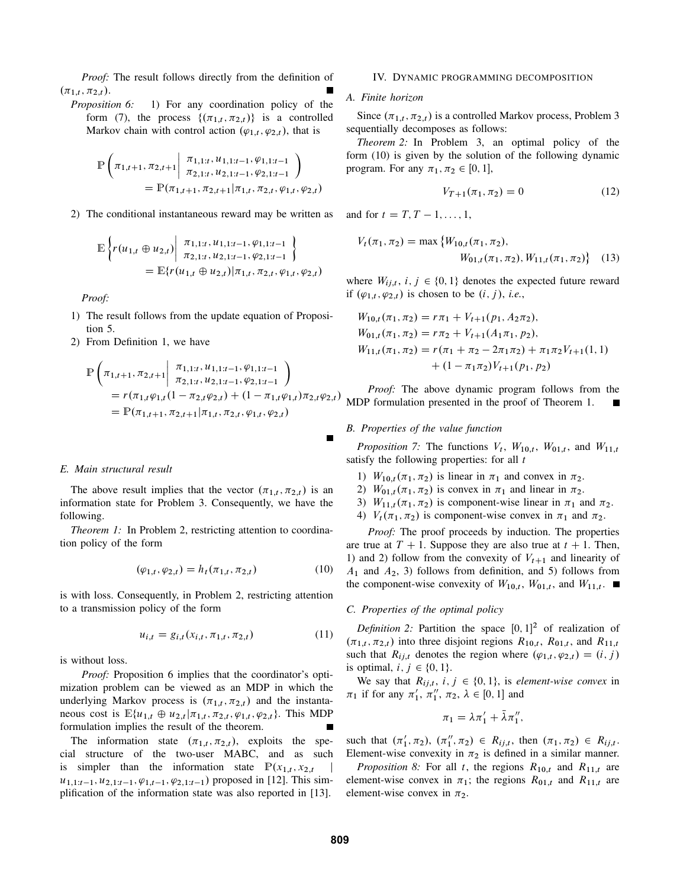*Proof:* The result follows directly from the definition of $(\pi_{1,t}, \pi_{2,t})$. ∎

*Proposition 6:*

1) For any coordination policy of the form (7), the process $\{(\pi_{1,t}, \pi_{2,t})\}$ is a controlled Markov chain with control action $(\varphi_{1,t}, \varphi_{2,t})$, that is

$$\mathbb{P}\left(\pi_{1,t+1}, \pi_{2,t+1} \middle| \begin{array}{l} \pi_{1,1:t}, u_{1,1:t-1}, \varphi_{1,1:t-1} \\ \pi_{2,1:t}, u_{2,1:t-1}, \varphi_{2,1:t-1} \end{array}\right) = \mathbb{P}(\pi_{1,t+1}, \pi_{2,t+1} | \pi_{1,t}, \pi_{2,t}, \varphi_{1,t}, \varphi_{2,t})$$

2) The conditional instantaneous reward may be written as

$$\mathbb{E}\left\{r(u_{1,t} \oplus u_{2,t}) \middle| \begin{array}{l} \pi_{1,1:t}, u_{1,1:t-1}, \varphi_{1,1:t-1} \\ \pi_{2,1:t}, u_{2,1:t-1}, \varphi_{2,1:t-1} \end{array}\right\} = \mathbb{E}\{r(u_{1,t} \oplus u_{2,t}) | \pi_{1,t}, \pi_{2,t}, \varphi_{1,t}, \varphi_{2,t})$$

*Proof:*

1) The result follows from the update equation of Proposition 5.
2) From Definition 1, we have

$$\begin{aligned} &\mathbb{P}\left(\pi_{1,t+1}, \pi_{2,t+1} \middle| \begin{array}{l} \pi_{1,1:t}, u_{1,1:t-1}, \varphi_{1,1:t-1} \\ \pi_{2,1:t}, u_{2,1:t-1}, \varphi_{2,1:t-1} \end{array}\right) \\ &= r(\pi_{1,t}\varphi_{1,t}(1 - \pi_{2,t}\varphi_{2,t}) + (1 - \pi_{1,t}\varphi_{1,t})\pi_{2,t}\varphi_{2,t}) \\ &= \mathbb{P}(\pi_{1,t+1}, \pi_{2,t+1} | \pi_{1,t}, \pi_{2,t}, \varphi_{1,t}, \varphi_{2,t}) \end{aligned}$$

∎

### E. Main structural result

The above result implies that the vector $(\pi_{1,t}, \pi_{2,t})$ is an information state for Problem 3. Consequently, we have the following.

*Theorem 1:* In Problem 2, restricting attention to coordination policy of the form

$$(\varphi_{1,t}, \varphi_{2,t}) = h_t(\pi_{1,t}, \pi_{2,t}) \tag{10}$$

is with loss. Consequently, in Problem 2, restricting attention to a transmission policy of the form

$$u_{i,t} = g_{i,t}(x_{i,t}, \pi_{1,t}, \pi_{2,t}) \tag{11}$$

is without loss.

*Proof:* Proposition 6 implies that the coordinator's optimization problem can be viewed as an MDP in which the underlying Markov process is $(\pi_{1,t}, \pi_{2,t})$ and the instantaneous cost is $\mathbb{E}\{u_{1,t} \oplus u_{2,t} | \pi_{1,t}, \pi_{2,t}, \varphi_{1,t}, \varphi_{2,t}\}$. This MDP formulation implies the result of the theorem. ∎

The information state $(\pi_{1,t}, \pi_{2,t})$, exploits the special structure of the two-user MABC, and as such is simpler than the information state $\mathbb{P}(x_{1,t}, x_{2,t} \mid u_{1,1:t-1}, u_{2,1:t-1}, \varphi_{1,t-1}, \varphi_{2,1:t-1})$ proposed in [12]. This simplification of the information state was also reported in [13].

## IV. Dynamic programming decomposition

### A. Finite horizon

Since $(\pi_{1,t}, \pi_{2,t})$ is a controlled Markov process, Problem 3 sequentially decomposes as follows:

*Theorem 2:* In Problem 3, an optimal policy of the form (10) is given by the solution of the following dynamic program. For any $\pi_1, \pi_2 \in [0, 1]$,

$$V_{T+1}(\pi_1, \pi_2) = 0 \tag{12}$$

and for $t = T, T-1, \dots, 1$,

$$V_t(\pi_1, \pi_2) = \max\{W_{10,t}(\pi_1, \pi_2), W_{01,t}(\pi_1, \pi_2), W_{11,t}(\pi_1, \pi_2)\} \tag{13}$$

where $W_{ij,t}$, $i, j \in \{0, 1\}$ denotes the expected future reward if $(\varphi_{1,t}, \varphi_{2,t})$ is chosen to be $(i, j)$, *i.e.*,

$$\begin{aligned} W_{10,t}(\pi_1, \pi_2) &= r\pi_1 + V_{t+1}(p_1, A_2\pi_2), \\ W_{01,t}(\pi_1, \pi_2) &= r\pi_2 + V_{t+1}(A_1\pi_1, p_2), \\ W_{11,t}(\pi_1, \pi_2) &= r(\pi_1 + \pi_2 - 2\pi_1\pi_2) + \pi_1\pi_2 V_{t+1}(1, 1) \\ &\quad + (1 - \pi_1\pi_2)V_{t+1}(p_1, p_2) \end{aligned}$$

*Proof:* The above dynamic program follows from the MDP formulation presented in the proof of Theorem 1. ∎

### B. Properties of the value function

*Proposition 7:* The functions $V_t$, $W_{10,t}$, $W_{01,t}$, and $W_{11,t}$ satisfy the following properties: for all $t$

1) $W_{10,t}(\pi_1, \pi_2)$ is linear in $\pi_1$ and convex in $\pi_2$.
2) $W_{01,t}(\pi_1, \pi_2)$ is convex in $\pi_1$ and linear in $\pi_2$.
3) $W_{11,t}(\pi_1, \pi_2)$ is component-wise linear in $\pi_1$ and $\pi_2$.
4) $V_t(\pi_1, \pi_2)$ is component-wise convex in $\pi_1$ and $\pi_2$.

*Proof:* The proof proceeds by induction. The properties are true at $T+1$. Suppose they are also true at $t+1$. Then, 1) and 2) follow from the convexity of $V_{t+1}$ and linearity of $A_1$ and $A_2$, 3) follows from definition, and 5) follows from the component-wise convexity of $W_{10,t}$, $W_{01,t}$, and $W_{11,t}$. ∎

### C. Properties of the optimal policy

*Definition 2:* Partition the space $[0, 1]^2$ of realization of $(\pi_{1,t}, \pi_{2,t})$ into three disjoint regions $R_{10,t}$, $R_{01,t}$, and $R_{11,t}$ such that $R_{ij,t}$ denotes the region where $(\varphi_{1,t}, \varphi_{2,t}) = (i, j)$ is optimal, $i, j \in \{0, 1\}$.

We say that $R_{ij,t}$, $i, j \in \{0, 1\}$, is *element-wise convex* in $\pi_1$ if for any $\pi'_1$, $\pi''_1$, $\pi_2$, $\lambda \in [0, 1]$ and

$$\pi_1 = \lambda\pi'_1 + \bar{\lambda}\pi''_1,$$

such that $(\pi'_1, \pi_2)$, $(\pi''_1, \pi_2) \in R_{ij,t}$, then $(\pi_1, \pi_2) \in R_{ij,t}$. Element-wise convexity in $\pi_2$ is defined in a similar manner.

*Proposition 8:* For all $t$, the regions $R_{10,t}$ and $R_{11,t}$ are element-wise convex in $\pi_1$; the regions $R_{01,t}$ and $R_{11,t}$ are element-wise convex in $\pi_2$.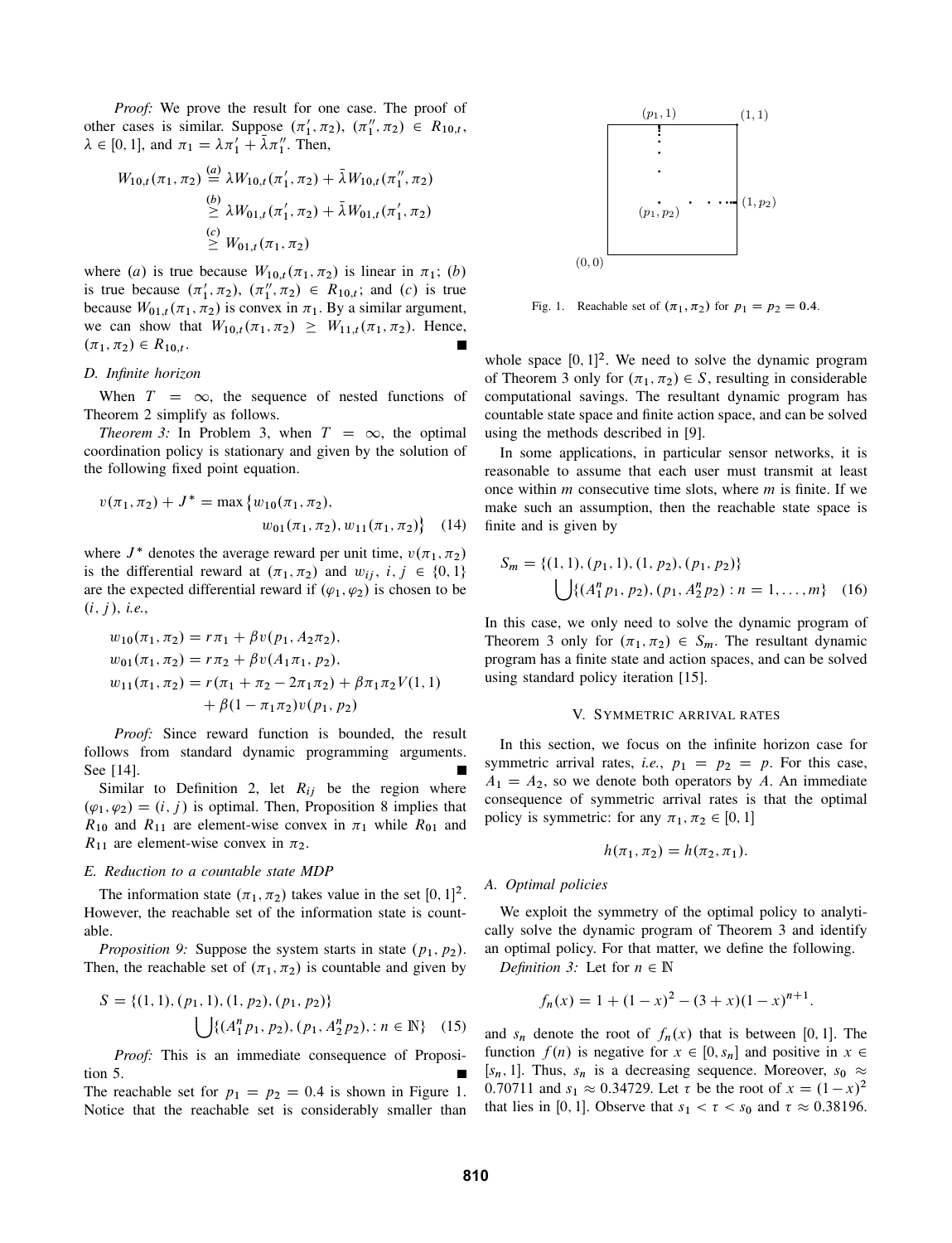*Proof:* We prove the result for one case. The proof of other cases is similar. Suppose $(\pi_1', \pi_2)$, $(\pi_1'', \pi_2) \in R_{10,t}$, $\lambda \in [0,1]$, and $\pi_1 = \lambda \pi_1' + \bar{\lambda} \pi_1''$. Then,

$$\begin{aligned}
W_{10,t}(\pi_1, \pi_2) &\overset{(a)}{=} \lambda W_{10,t}(\pi_1', \pi_2) + \bar{\lambda} W_{10,t}(\pi_1'', \pi_2) \\
&\overset{(b)}{\geq} \lambda W_{01,t}(\pi_1', \pi_2) + \bar{\lambda} W_{01,t}(\pi_1', \pi_2) \\
&\overset{(c)}{\geq} W_{01,t}(\pi_1, \pi_2)
\end{aligned}$$

where $(a)$ is true because $W_{10,t}(\pi_1, \pi_2)$ is linear in $\pi_1$; $(b)$ is true because $(\pi_1', \pi_2)$, $(\pi_1'', \pi_2) \in R_{10,t}$; and $(c)$ is true because $W_{01,t}(\pi_1, \pi_2)$ is convex in $\pi_1$. By a similar argument, we can show that $W_{10,t}(\pi_1, \pi_2) \geq W_{11,t}(\pi_1, \pi_2)$. Hence, $(\pi_1, \pi_2) \in R_{10,t}$. ∎

### D. Infinite horizon

When $T = \infty$, the sequence of nested functions of Theorem 2 simplify as follows.

*Theorem 3:* In Problem 3, when $T = \infty$, the optimal coordination policy is stationary and given by the solution of the following fixed point equation.

$$v(\pi_1, \pi_2) + J^* = \max\{w_{10}(\pi_1, \pi_2), w_{01}(\pi_1, \pi_2), w_{11}(\pi_1, \pi_2)\} \quad (14)$$

where $J^*$ denotes the average reward per unit time, $v(\pi_1, \pi_2)$ is the differential reward at $(\pi_1, \pi_2)$ and $w_{ij}$, $i, j \in \{0,1\}$ are the expected differential reward if $(\varphi_1, \varphi_2)$ is chosen to be $(i, j)$, *i.e.*,

$$\begin{aligned}
w_{10}(\pi_1, \pi_2) &= r\pi_1 + \beta v(p_1, A_2\pi_2), \\
w_{01}(\pi_1, \pi_2) &= r\pi_2 + \beta v(A_1\pi_1, p_2), \\
w_{11}(\pi_1, \pi_2) &= r(\pi_1 + \pi_2 - 2\pi_1\pi_2) + \beta\pi_1\pi_2 V(1,1) \\
&\quad + \beta(1 - \pi_1\pi_2) v(p_1, p_2)
\end{aligned}$$

*Proof:* Since reward function is bounded, the result follows from standard dynamic programming arguments. See [14]. ∎

Similar to Definition 2, let $R_{ij}$ be the region where $(\varphi_1, \varphi_2) = (i, j)$ is optimal. Then, Proposition 8 implies that $R_{10}$ and $R_{11}$ are element-wise convex in $\pi_1$ while $R_{01}$ and $R_{11}$ are element-wise convex in $\pi_2$.

### E. Reduction to a countable state MDP

The information state $(\pi_1, \pi_2)$ takes value in the set $[0,1]^2$. However, the reachable set of the information state is countable.

*Proposition 9:* Suppose the system starts in state $(p_1, p_2)$. Then, the reachable set of $(\pi_1, \pi_2)$ is countable and given by

$$S = \{(1,1), (p_1, 1), (1, p_2), (p_1, p_2)\} \bigcup \{(A_1^n p_1, p_2), (p_1, A_2^n p_2), : n \in \mathbb{N}\} \quad (15)$$

*Proof:* This is an immediate consequence of Proposition 5. ∎

The reachable set for $p_1 = p_2 = 0.4$ is shown in Figure 1. Notice that the reachable set is considerably smaller than whole space $[0,1]^2$. We need to solve the dynamic program of Theorem 3 only for $(\pi_1, \pi_2) \in S$, resulting in considerable computational savings. The resultant dynamic program has countable state space and finite action space, and can be solved using the methods described in [9].

Fig. 1. Reachable set of $(\pi_1, \pi_2)$ for $p_1 = p_2 = 0.4$.

In some applications, in particular sensor networks, it is reasonable to assume that each user must transmit at least once within $m$ consecutive time slots, where $m$ is finite. If we make such an assumption, then the reachable state space is finite and is given by

$$S_m = \{(1,1), (p_1, 1), (1, p_2), (p_1, p_2)\} \bigcup \{(A_1^n p_1, p_2), (p_1, A_2^n p_2) : n = 1, \dots, m\} \quad (16)$$

In this case, we only need to solve the dynamic program of Theorem 3 only for $(\pi_1, \pi_2) \in S_m$. The resultant dynamic program has a finite state and action spaces, and can be solved using standard policy iteration [15].

## V. Symmetric arrival rates

In this section, we focus on the infinite horizon case for symmetric arrival rates, *i.e.*, $p_1 = p_2 = p$. For this case, $A_1 = A_2$, so we denote both operators by $A$. An immediate consequence of symmetric arrival rates is that the optimal policy is symmetric: for any $\pi_1, \pi_2 \in [0,1]$

$$h(\pi_1, \pi_2) = h(\pi_2, \pi_1).$$

### A. Optimal policies

We exploit the symmetry of the optimal policy to analytically solve the dynamic program of Theorem 3 and identify an optimal policy. For that matter, we define the following.

*Definition 3:* Let for $n \in \mathbb{N}$

$$f_n(x) = 1 + (1-x)^2 - (3+x)(1-x)^{n+1}.$$

and $s_n$ denote the root of $f_n(x)$ that is between $[0,1]$. The function $f(n)$ is negative for $x \in [0, s_n]$ and positive in $x \in [s_n, 1]$. Thus, $s_n$ is a decreasing sequence. Moreover, $s_0 \approx 0.70711$ and $s_1 \approx 0.34729$. Let $\tau$ be the root of $x = (1-x)^2$ that lies in $[0,1]$. Observe that $s_1 < \tau < s_0$ and $\tau \approx 0.38196$.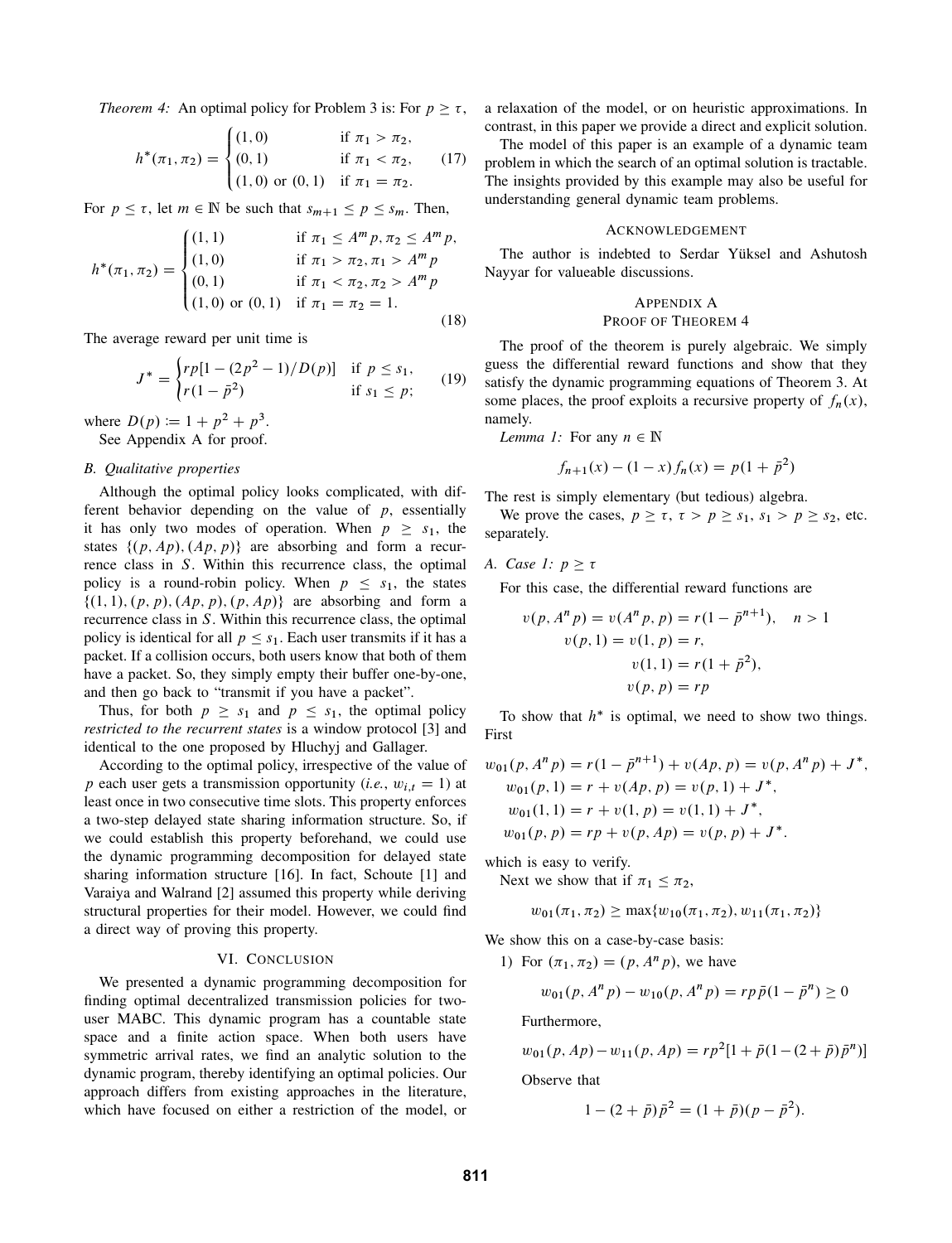*Theorem 4:* An optimal policy for Problem 3 is: For $p \geq \tau$,

$$h^*(\pi_1, \pi_2) = \begin{cases} (1,0) & \text{if } \pi_1 > \pi_2, \\ (0,1) & \text{if } \pi_1 < \pi_2, \\ (1,0) \text{ or } (0,1) & \text{if } \pi_1 = \pi_2. \end{cases} \tag{17}$$

For $p \leq \tau$, let $m \in \mathbb{N}$ be such that $s_{m+1} \leq p \leq s_m$. Then,

$$h^*(\pi_1, \pi_2) = \begin{cases} (1,1) & \text{if } \pi_1 \leq A^m p, \pi_2 \leq A^m p, \\ (1,0) & \text{if } \pi_1 > \pi_2, \pi_1 > A^m p \\ (0,1) & \text{if } \pi_1 < \pi_2, \pi_2 > A^m p \\ (1,0) \text{ or } (0,1) & \text{if } \pi_1 = \pi_2 = 1. \end{cases} \tag{18}$$

The average reward per unit time is

$$J^* = \begin{cases} rp[1 - (2p^2 - 1)/D(p)] & \text{if } p \leq s_1, \\ r(1 - \bar{p}^2) & \text{if } s_1 \leq p; \end{cases} \tag{19}$$

where $D(p) := 1 + p^2 + p^3$.

See Appendix A for proof.

### B. Qualitative properties

Although the optimal policy looks complicated, with different behavior depending on the value of $p$, essentially it has only two modes of operation. When $p \geq s_1$, the states $\{(p, Ap), (Ap, p)\}$ are absorbing and form a recurrence class in $S$. Within this recurrence class, the optimal policy is a round-robin policy. When $p \leq s_1$, the states $\{(1,1), (p,p), (Ap,p), (p,Ap)\}$ are absorbing and form a recurrence class in $S$. Within this recurrence class, the optimal policy is identical for all $p \leq s_1$. Each user transmits if it has a packet. If a collision occurs, both users know that both of them have a packet. So, they simply empty their buffer one-by-one, and then go back to "transmit if you have a packet".

Thus, for both $p \geq s_1$ and $p \leq s_1$, the optimal policy *restricted to the recurrent states* is a window protocol [3] and identical to the one proposed by Hluchyj and Gallager.

According to the optimal policy, irrespective of the value of $p$ each user gets a transmission opportunity (*i.e.*, $w_{i,t} = 1$) at least once in two consecutive time slots. This property enforces a two-step delayed state sharing information structure. So, if we could establish this property beforehand, we could use the dynamic programming decomposition for delayed state sharing information structure [16]. In fact, Schoute [1] and Varaiya and Walrand [2] assumed this property while deriving structural properties for their model. However, we could find a direct way of proving this property.

## VI. Conclusion

We presented a dynamic programming decomposition for finding optimal decentralized transmission policies for two-user MABC. This dynamic program has a countable state space and a finite action space. When both users have symmetric arrival rates, we find an analytic solution to the dynamic program, thereby identifying an optimal policies. Our approach differs from existing approaches in the literature, which have focused on either a restriction of the model, or a relaxation of the model, or on heuristic approximations. In contrast, in this paper we provide a direct and explicit solution.

The model of this paper is an example of a dynamic team problem in which the search of an optimal solution is tractable. The insights provided by this example may also be useful for understanding general dynamic team problems.

## Acknowledgement

The author is indebted to Serdar Yüksel and Ashutosh Nayyar for valueable discussions.

## Appendix A
## Proof of Theorem 4

The proof of the theorem is purely algebraic. We simply guess the differential reward functions and show that they satisfy the dynamic programming equations of Theorem 3. At some places, the proof exploits a recursive property of $f_n(x)$, namely.

*Lemma 1:* For any $n \in \mathbb{N}$

$$f_{n+1}(x) - (1-x) f_n(x) = p(1 + \bar{p}^2)$$

The rest is simply elementary (but tedious) algebra.

We prove the cases, $p \geq \tau$, $\tau > p \geq s_1$, $s_1 > p \geq s_2$, etc. separately.

### A. Case 1: $p \geq \tau$

For this case, the differential reward functions are

$$\begin{aligned} v(p, A^n p) = v(A^n p, p) &= r(1 - \bar{p}^{n+1}), \quad n > 1 \\ v(p, 1) = v(1, p) &= r, \\ v(1,1) &= r(1 + \bar{p}^2), \\ v(p,p) &= rp \end{aligned}$$

To show that $h^*$ is optimal, we need to show two things. First

$$\begin{aligned} w_{01}(p, A^n p) &= r(1 - \bar{p}^{n+1}) + v(Ap, p) = v(p, A^n p) + J^*, \\ w_{01}(p, 1) &= r + v(Ap, p) = v(p, 1) + J^*, \\ w_{01}(1, 1) &= r + v(1, p) = v(1, 1) + J^*, \\ w_{01}(p, p) &= rp + v(p, Ap) = v(p, p) + J^*. \end{aligned}$$

which is easy to verify.

Next we show that if $\pi_1 \leq \pi_2$,

$$w_{01}(\pi_1, \pi_2) \geq \max\{w_{10}(\pi_1, \pi_2), w_{11}(\pi_1, \pi_2)\}$$

We show this on a case-by-case basis:

1) For $(\pi_1, \pi_2) = (p, A^n p)$, we have

$$w_{01}(p, A^n p) - w_{10}(p, A^n p) = rp\bar{p}(1 - \bar{p}^n) \geq 0$$

Furthermore,

$$w_{01}(p, Ap) - w_{11}(p, Ap) = rp^2[1 + \bar{p}(1 - (2 + \bar{p})\bar{p}^n)]$$

Observe that

$$1 - (2 + \bar{p})\bar{p}^2 = (1 + \bar{p})(p - \bar{p}^2).$$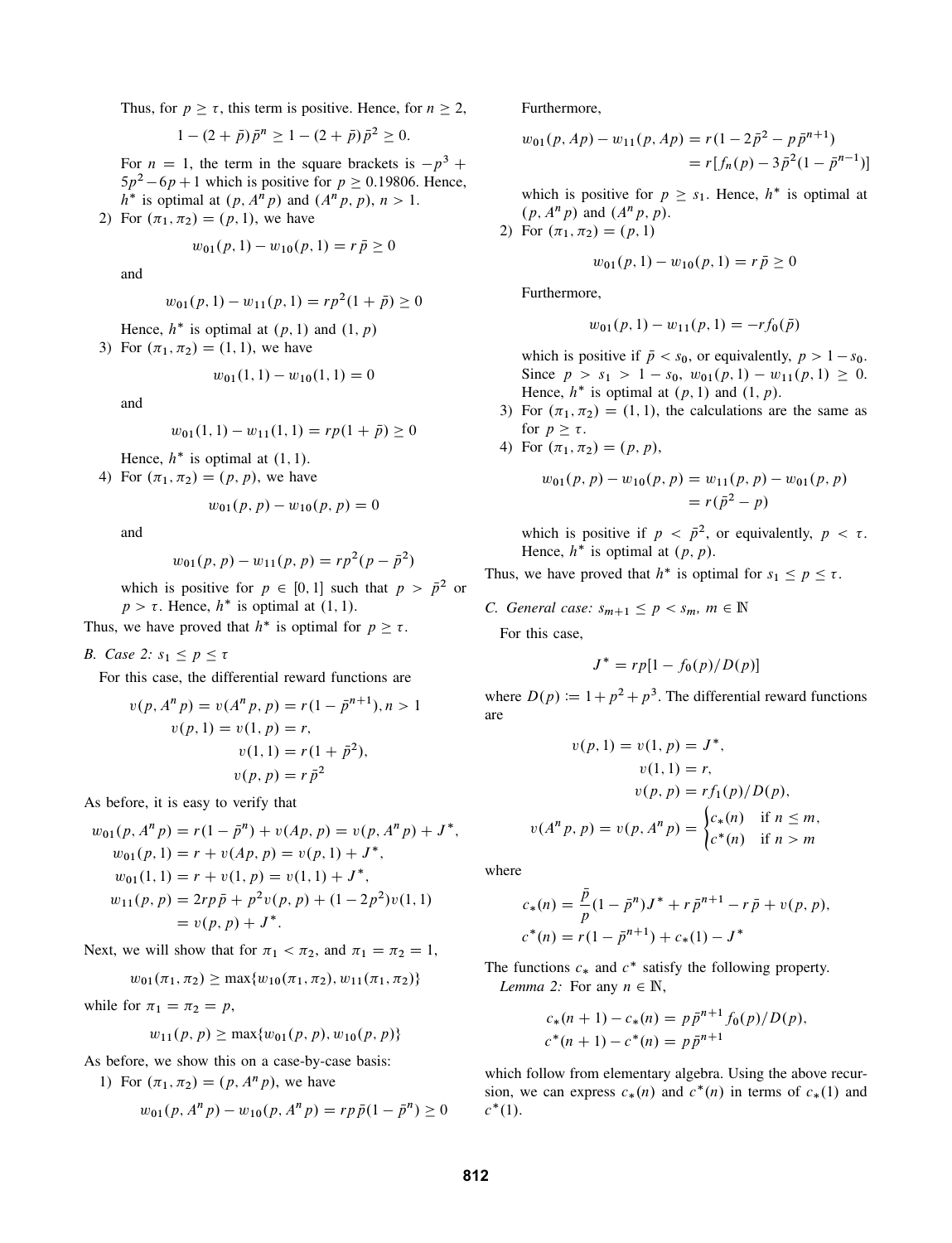Thus, for $p \geq \tau$, this term is positive. Hence, for $n \geq 2$,

$$1 - (2 + \bar{p})\bar{p}^n \geq 1 - (2 + \bar{p})\bar{p}^2 \geq 0.$$

For $n = 1$, the term in the square brackets is $-p^3 + 5p^2 - 6p + 1$ which is positive for $p \geq 0.19806$. Hence, $h^*$ is optimal at $(p, A^n p)$ and $(A^n p, p)$, $n > 1$.

2) For $(\pi_1, \pi_2) = (p, 1)$, we have

$$w_{01}(p, 1) - w_{10}(p, 1) = r\bar{p} \geq 0$$

and

$$w_{01}(p, 1) - w_{11}(p, 1) = rp^2(1 + \bar{p}) \geq 0$$

Hence, $h^*$ is optimal at $(p, 1)$ and $(1, p)$

3) For $(\pi_1, \pi_2) = (1, 1)$, we have

$$w_{01}(1, 1) - w_{10}(1, 1) = 0$$

and

$$w_{01}(1, 1) - w_{11}(1, 1) = rp(1 + \bar{p}) \geq 0$$

Hence, $h^*$ is optimal at $(1, 1)$.

4) For $(\pi_1, \pi_2) = (p, p)$, we have

$$w_{01}(p, p) - w_{10}(p, p) = 0$$

and

$$w_{01}(p, p) - w_{11}(p, p) = rp^2(p - \bar{p}^2)$$

which is positive for $p \in [0, 1]$ such that $p > \bar{p}^2$ or $p > \tau$. Hence, $h^*$ is optimal at $(1, 1)$.

Thus, we have proved that $h^*$ is optimal for $p \geq \tau$.

### B. Case 2: $s_1 \leq p \leq \tau$

For this case, the differential reward functions are

$$\begin{aligned}
v(p, A^n p) = v(A^n p, p) &= r(1 - \bar{p}^{n+1}), n > 1 \\
v(p, 1) = v(1, p) &= r, \\
v(1, 1) &= r(1 + \bar{p}^2), \\
v(p, p) &= r\bar{p}^2
\end{aligned}$$

As before, it is easy to verify that

$$\begin{aligned}
w_{01}(p, A^n p) &= r(1 - \bar{p}^n) + v(Ap, p) = v(p, A^n p) + J^*, \\
w_{01}(p, 1) &= r + v(Ap, p) = v(p, 1) + J^*, \\
w_{01}(1, 1) &= r + v(1, p) = v(1, 1) + J^*, \\
w_{11}(p, p) &= 2rp\bar{p} + p^2 v(p, p) + (1 - 2p^2)v(1, 1) \\
&= v(p, p) + J^*.
\end{aligned}$$

Next, we will show that for $\pi_1 < \pi_2$, and $\pi_1 = \pi_2 = 1$,

$$w_{01}(\pi_1, \pi_2) \geq \max\{w_{10}(\pi_1, \pi_2), w_{11}(\pi_1, \pi_2)\}$$

while for $\pi_1 = \pi_2 = p$,

$$w_{11}(p, p) \geq \max\{w_{01}(p, p), w_{10}(p, p)\}$$

As before, we show this on a case-by-case basis:

1) For $(\pi_1, \pi_2) = (p, A^n p)$, we have

$$w_{01}(p, A^n p) - w_{10}(p, A^n p) = rp\bar{p}(1 - \bar{p}^n) \geq 0$$

Furthermore,

$$\begin{aligned}
w_{01}(p, Ap) - w_{11}(p, Ap) &= r(1 - 2\bar{p}^2 - p\bar{p}^{n+1}) \\
&= r[f_n(p) - 3\bar{p}^2(1 - \bar{p}^{n-1})]
\end{aligned}$$

which is positive for $p \geq s_1$. Hence, $h^*$ is optimal at $(p, A^n p)$ and $(A^n p, p)$.

2) For $(\pi_1, \pi_2) = (p, 1)$

$$w_{01}(p, 1) - w_{10}(p, 1) = r\bar{p} \geq 0$$

Furthermore,

$$w_{01}(p, 1) - w_{11}(p, 1) = -rf_0(\bar{p})$$

which is positive if $\bar{p} < s_0$, or equivalently, $p > 1 - s_0$. Since $p > s_1 > 1 - s_0$, $w_{01}(p, 1) - w_{11}(p, 1) \geq 0$. Hence, $h^*$ is optimal at $(p, 1)$ and $(1, p)$.

3) For $(\pi_1, \pi_2) = (1, 1)$, the calculations are the same as for $p \geq \tau$.

4) For $(\pi_1, \pi_2) = (p, p)$,

$$\begin{aligned}
w_{01}(p, p) - w_{10}(p, p) = w_{11}(p, p) - w_{01}(p, p) \\
= r(\bar{p}^2 - p)
\end{aligned}$$

which is positive if $p < \bar{p}^2$, or equivalently, $p < \tau$. Hence, $h^*$ is optimal at $(p, p)$.

Thus, we have proved that $h^*$ is optimal for $s_1 \leq p \leq \tau$.

### C. General case: $s_{m+1} \leq p < s_m$, $m \in \mathbb{N}$

For this case,

$$J^* = rp[1 - f_0(p)/D(p)]$$

where $D(p) := 1 + p^2 + p^3$. The differential reward functions are

$$\begin{aligned}
v(p, 1) = v(1, p) &= J^*, \\
v(1, 1) &= r, \\
v(p, p) &= rf_1(p)/D(p), \\
v(A^n p, p) = v(p, A^n p) &= \begin{cases} c_*(n) & \text{if } n \leq m, \\ c^*(n) & \text{if } n > m \end{cases}
\end{aligned}$$

where

$$\begin{aligned}
c_*(n) &= \frac{\bar{p}}{p}(1 - \bar{p}^n)J^* + r\bar{p}^{n+1} - r\bar{p} + v(p, p), \\
c^*(n) &= r(1 - \bar{p}^{n+1}) + c_*(1) - J^*
\end{aligned}$$

The functions $c_*$ and $c^*$ satisfy the following property.

*Lemma 2:* For any $n \in \mathbb{N}$,

$$\begin{aligned}
c_*(n+1) - c_*(n) &= p\bar{p}^{n+1} f_0(p)/D(p), \\
c^*(n+1) - c^*(n) &= p\bar{p}^{n+1}
\end{aligned}$$

which follow from elementary algebra. Using the above recursion, we can express $c_*(n)$ and $c^*(n)$ in terms of $c_*(1)$ and $c^*(1)$.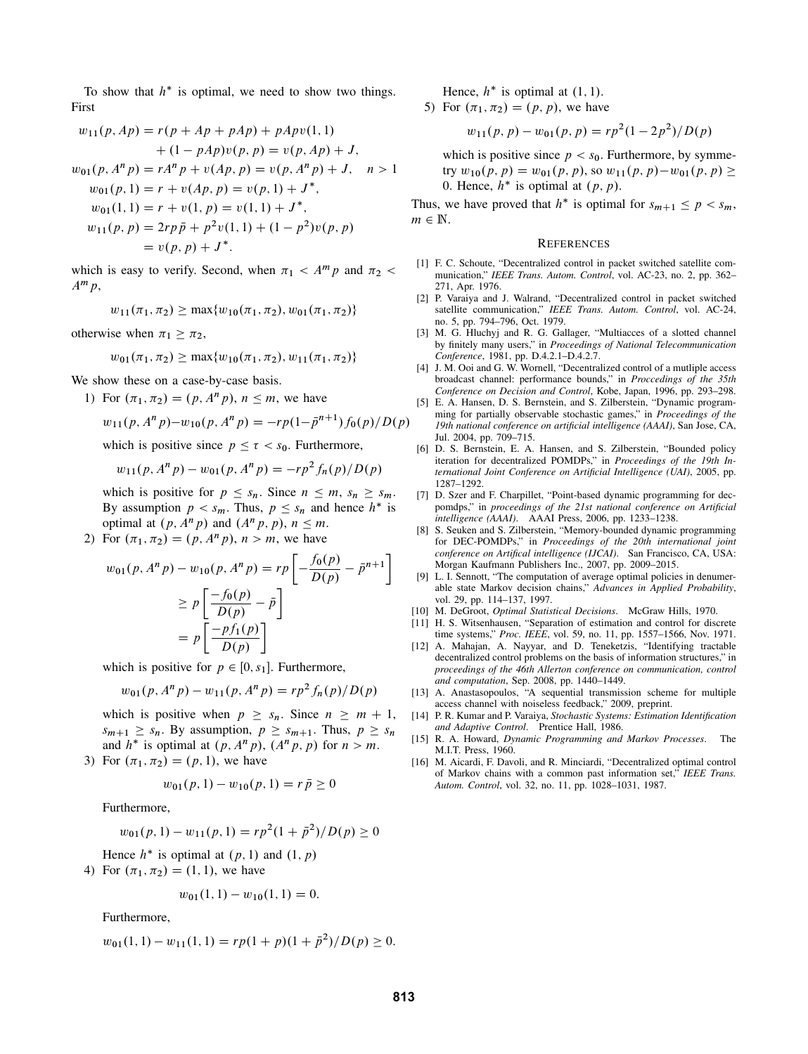To show that $h^*$ is optimal, we need to show two things. First

$$
\begin{aligned}
w_{11}(p, Ap) &= r(p + Ap + pAp) + pApv(1, 1) \\
&\quad + (1 - pAp)v(p, p) = v(p, Ap) + J, \\
w_{01}(p, A^n p) &= rA^n p + v(Ap, p) = v(p, A^n p) + J, \quad n > 1 \\
w_{01}(p, 1) &= r + v(Ap, p) = v(p, 1) + J^*, \\
w_{01}(1, 1) &= r + v(1, p) = v(1, 1) + J^*, \\
w_{11}(p, p) &= 2rp\bar{p} + p^2 v(1, 1) + (1 - p^2)v(p, p) \\
&= v(p, p) + J^*.
\end{aligned}
$$

which is easy to verify. Second, when $\pi_1 < A^m p$ and $\pi_2 < A^m p$,

$$w_{11}(\pi_1, \pi_2) \geq \max\{w_{10}(\pi_1, \pi_2), w_{01}(\pi_1, \pi_2)\}$$

otherwise when $\pi_1 \geq \pi_2$,

$$w_{01}(\pi_1, \pi_2) \geq \max\{w_{10}(\pi_1, \pi_2), w_{11}(\pi_1, \pi_2)\}$$

We show these on a case-by-case basis.

1) For $(\pi_1, \pi_2) = (p, A^n p)$, $n \leq m$, we have

$$w_{11}(p, A^n p) - w_{10}(p, A^n p) = -rp(1 - \bar{p}^{n+1}) f_0(p)/D(p)$$

which is positive since $p \leq \tau < s_0$. Furthermore,

$$w_{11}(p, A^n p) - w_{01}(p, A^n p) = -rp^2 f_n(p)/D(p)$$

which is positive for $p \leq s_n$. Since $n \leq m$, $s_n \geq s_m$. By assumption $p < s_m$. Thus, $p \leq s_n$ and hence $h^*$ is optimal at $(p, A^n p)$ and $(A^n p, p)$, $n \leq m$.

2) For $(\pi_1, \pi_2) = (p, A^n p)$, $n > m$, we have

$$
\begin{aligned}
w_{01}(p, A^n p) - w_{10}(p, A^n p) &= rp\left[-\frac{f_0(p)}{D(p)} - \bar{p}^{n+1}\right] \\
&\geq p\left[\frac{-f_0(p)}{D(p)} - \bar{p}\right] \\
&= p\left[\frac{-pf_1(p)}{D(p)}\right]
\end{aligned}
$$

which is positive for $p \in [0, s_1]$. Furthermore,

$$w_{01}(p, A^n p) - w_{11}(p, A^n p) = rp^2 f_n(p)/D(p)$$

which is positive when $p \geq s_n$. Since $n \geq m + 1$, $s_{m+1} \geq s_n$. By assumption, $p \geq s_{m+1}$. Thus, $p \geq s_n$ and $h^*$ is optimal at $(p, A^n p)$, $(A^n p, p)$ for $n > m$.

3) For $(\pi_1, \pi_2) = (p, 1)$, we have

$$w_{01}(p, 1) - w_{10}(p, 1) = r\bar{p} \geq 0$$

Furthermore,

$$w_{01}(p, 1) - w_{11}(p, 1) = rp^2(1 + \bar{p}^2)/D(p) \geq 0$$

Hence $h^*$ is optimal at $(p, 1)$ and $(1, p)$

4) For $(\pi_1, \pi_2) = (1, 1)$, we have

$$w_{01}(1, 1) - w_{10}(1, 1) = 0.$$

Furthermore,

$$w_{01}(1, 1) - w_{11}(1, 1) = rp(1 + p)(1 + \bar{p}^2)/D(p) \geq 0.$$

Hence, $h^*$ is optimal at $(1, 1)$.

5) For $(\pi_1, \pi_2) = (p, p)$, we have

$$w_{11}(p, p) - w_{01}(p, p) = rp^2(1 - 2p^2)/D(p)$$

which is positive since $p < s_0$. Furthermore, by symmetry $w_{10}(p, p) = w_{01}(p, p)$, so $w_{11}(p, p) - w_{01}(p, p) \geq 0$. Hence, $h^*$ is optimal at $(p, p)$.

Thus, we have proved that $h^*$ is optimal for $s_{m+1} \leq p < s_m$, $m \in \mathbb{N}$.

## References

[1] F. C. Schoute, "Decentralized control in packet switched satellite communication," *IEEE Trans. Autom. Control*, vol. AC-23, no. 2, pp. 362–271, Apr. 1976.

[2] P. Varaiya and J. Walrand, "Decentralized control in packet switched satellite communication," *IEEE Trans. Autom. Control*, vol. AC-24, no. 5, pp. 794–796, Oct. 1979.

[3] M. G. Hluchyj and R. G. Gallager, "Multiacces of a slotted channel by finitely many users," in *Proceedings of National Telecommunication Conference*, 1981, pp. D.4.2.1–D.4.2.7.

[4] J. M. Ooi and G. W. Wornell, "Decentralized control of a mutliple access broadcast channel: performance bounds," in *Proccedings of the 35th Conference on Decision and Control*, Kobe, Japan, 1996, pp. 293–298.

[5] E. A. Hansen, D. S. Bernstein, and S. Zilberstein, "Dynamic programming for partially observable stochastic games," in *Proceedings of the 19th national conference on artificial intelligence (AAAI)*, San Jose, CA, Jul. 2004, pp. 709–715.

[6] D. S. Bernstein, E. A. Hansen, and S. Zilberstein, "Bounded policy iteration for decentralized POMDPs," in *Proceedings of the 19th International Joint Conference on Artificial Intelligence (UAI)*, 2005, pp. 1287–1292.

[7] D. Szer and F. Charpillet, "Point-based dynamic programming for decpomdps," in *proceedings of the 21st national conference on Artificial intelligence (AAAI)*. AAAI Press, 2006, pp. 1233–1238.

[8] S. Seuken and S. Zilberstein, "Memory-bounded dynamic programming for DEC-POMDPs," in *Proceedings of the 20th international joint conference on Artifical intelligence (IJCAI)*. San Francisco, CA, USA: Morgan Kaufmann Publishers Inc., 2007, pp. 2009–2015.

[9] L. I. Sennott, "The computation of average optimal policies in denumerable state Markov decision chains," *Advances in Applied Probability*, vol. 29, pp. 114–137, 1997.

[10] M. DeGroot, *Optimal Statistical Decisions*. McGraw Hills, 1970.

[11] H. S. Witsenhausen, "Separation of estimation and control for discrete time systems," *Proc. IEEE*, vol. 59, no. 11, pp. 1557–1566, Nov. 1971.

[12] A. Mahajan, A. Nayyar, and D. Teneketzis, "Identifying tractable decentralized control problems on the basis of information structures," in *proceedings of the 46th Allerton conference on communication, control and computation*, Sep. 2008, pp. 1440–1449.

[13] A. Anastasopoulos, "A sequential transmission scheme for multiple access channel with noiseless feedback," 2009, preprint.

[14] P. R. Kumar and P. Varaiya, *Stochastic Systems: Estimation Identification and Adaptive Control*. Prentice Hall, 1986.

[15] R. A. Howard, *Dynamic Programming and Markov Processes*. The M.I.T. Press, 1960.

[16] M. Aicardi, F. Davoli, and R. Minciardi, "Decentralized optimal control of Markov chains with a common past information set," *IEEE Trans. Autom. Control*, vol. 32, no. 11, pp. 1028–1031, 1987.